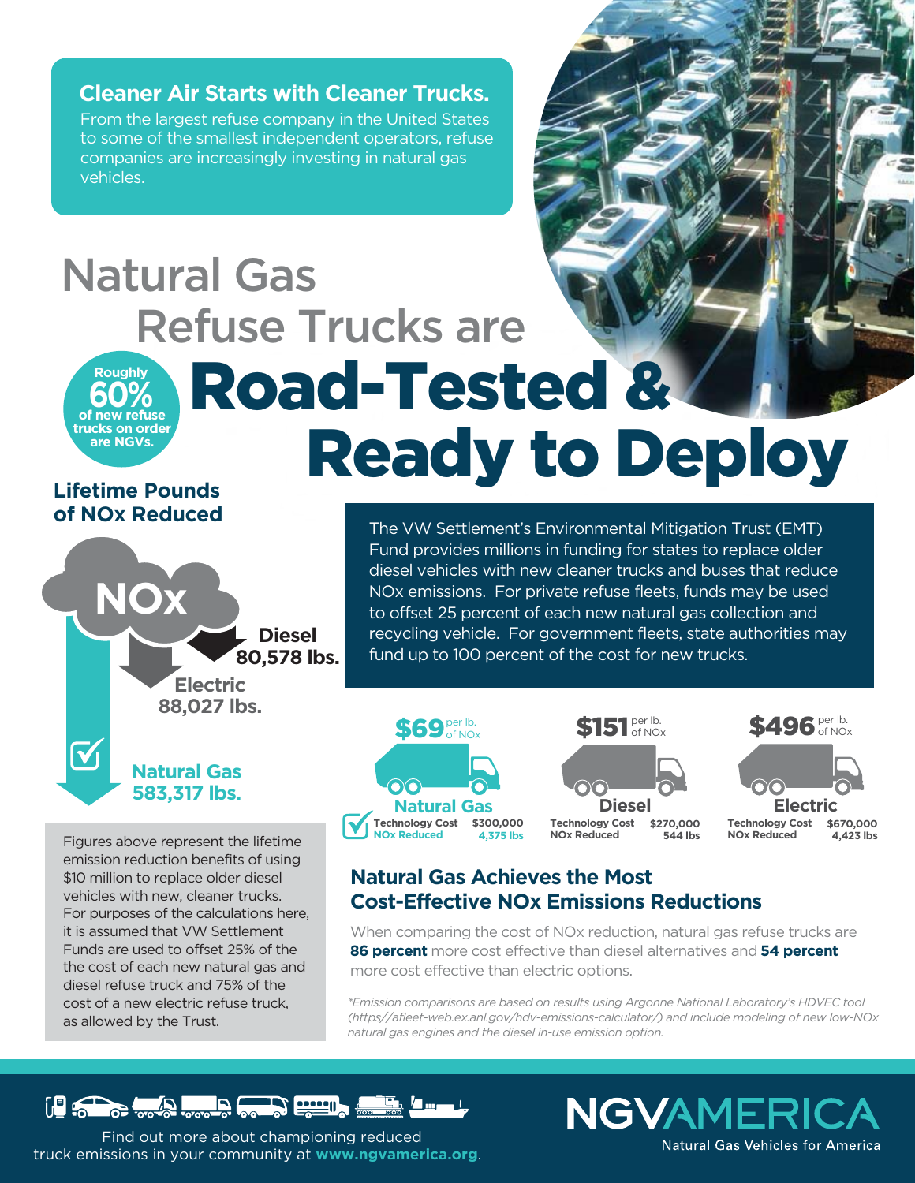**Cleaner Air Starts with Cleaner Trucks.**

From the largest refuse company in the United States to some of the smallest independent operators, refuse companies are increasingly investing in natural gas vehicles.

# Natural Gas Refuse Trucks are Road-Tested & Ready to Deploy

Roughly **60%** of new refuse trucks on order are NGVs.

## Lifetime Pounds of NOx Reduced

NOx

- Diesel 80,578 lbs.
- Electric 88,027 lbs.
- Natural Gas 583,317 lbs.

Figures above represent the lifetime emission reduction benefits of using $10 million to replace older diesel vehicles with new, cleaner trucks. For purposes of the calculations here, it is assumed that VW Settlement Funds are used to offset 25% of the the cost of each new natural gas and diesel refuse truck and 75% of the cost of a new electric refuse truck, as allowed by the Trust.

The VW Settlement's Environmental Mitigation Trust (EMT) Fund provides millions in funding for states to replace older diesel vehicles with new cleaner trucks and buses that reduce NOx emissions. For private refuse fleets, funds may be used to offset 25 percent of each new natural gas collection and recycling vehicle. For government fleets, state authorities may fund up to 100 percent of the cost for new trucks.

| | Natural Gas | Diesel | Electric |
|---|---|---|---|
| Cost per lb. of NOx | $69 | $151 | $496 |
| Technology Cost | $300,000 | $270,000 | $670,000 |
| NOx Reduced | 4,375 lbs | 544 lbs | 4,423 lbs |

## Natural Gas Achieves the Most Cost-Effective NOx Emissions Reductions

When comparing the cost of NOx reduction, natural gas refuse trucks are **86 percent** more cost effective than diesel alternatives and **54 percent** more cost effective than electric options.

*\*Emission comparisons are based on results using Argonne National Laboratory's HDVEC tool (https//afleet-web.ex.anl.gov/hdv-emissions-calculator/) and include modeling of new low-NOx natural gas engines and the diesel in-use emission option.*

Find out more about championing reduced truck emissions in your community at **www.ngvamerica.org**.

NGVAMERICA
Natural Gas Vehicles for America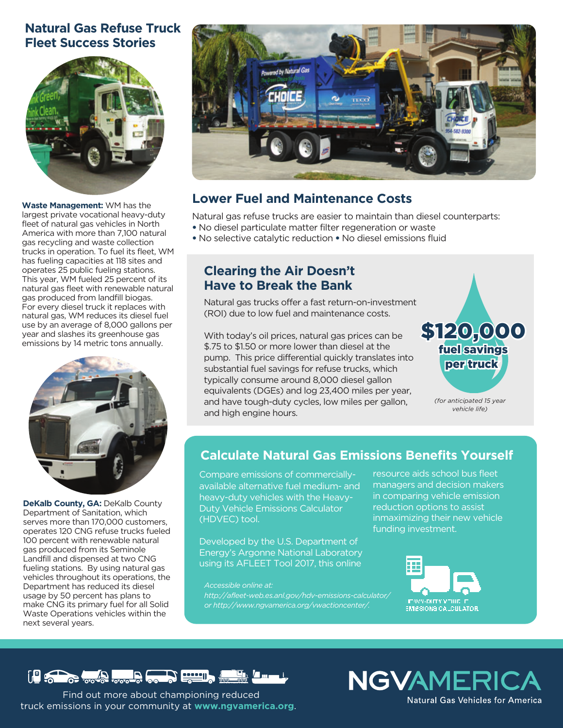## Natural Gas Refuse Truck Fleet Success Stories

**Waste Management:** WM has the largest private vocational heavy-duty fleet of natural gas vehicles in North America with more than 7,100 natural gas recycling and waste collection trucks in operation. To fuel its fleet, WM has fueling capacities at 118 sites and operates 25 public fueling stations. This year, WM fueled 25 percent of its natural gas fleet with renewable natural gas produced from landfill biogas. For every diesel truck it replaces with natural gas, WM reduces its diesel fuel use by an average of 8,000 gallons per year and slashes its greenhouse gas emissions by 14 metric tons annually.

**DeKalb County, GA:** DeKalb County Department of Sanitation, which serves more than 170,000 customers, operates 120 CNG refuse trucks fueled 100 percent with renewable natural gas produced from its Seminole Landfill and dispensed at two CNG fueling stations. By using natural gas vehicles throughout its operations, the Department has reduced its diesel usage by 50 percent has plans to make CNG its primary fuel for all Solid Waste Operations vehicles within the next several years.

## Lower Fuel and Maintenance Costs

Natural gas refuse trucks are easier to maintain than diesel counterparts:

- No diesel particulate matter filter regeneration or waste
- No selective catalytic reduction • No diesel emissions fluid

### Clearing the Air Doesn't Have to Break the Bank

Natural gas trucks offer a fast return-on-investment (ROI) due to low fuel and maintenance costs.

With today's oil prices, natural gas prices can be $.75 to $1.50 or more lower than diesel at the pump. This price differential quickly translates into substantial fuel savings for refuse trucks, which typically consume around 8,000 diesel gallon equivalents (DGEs) and log 23,400 miles per year, and have tough-duty cycles, low miles per gallon, and high engine hours.

**$120,000 fuel savings per truck**

*(for anticipated 15 year vehicle life)*

## Calculate Natural Gas Emissions Benefits Yourself

Compare emissions of commercially-available alternative fuel medium- and heavy-duty vehicles with the Heavy-Duty Vehicle Emissions Calculator (HDVEC) tool.

Developed by the U.S. Department of Energy's Argonne National Laboratory using its AFLEET Tool 2017, this online resource aids school bus fleet managers and decision makers in comparing vehicle emission reduction options to assist inmaximizing their new vehicle funding investment.

*Accessible online at: http://afleet-web.es.anl.gov/hdv-emissions-calculator/ or http://www.ngvamerica.org/vwactioncenter/.*

HEAVY-DUTY VEHICLE EMISSIONS CALCULATOR

Find out more about championing reduced truck emissions in your community at **www.ngvamerica.org**.

NGVAMERICA
Natural Gas Vehicles for America